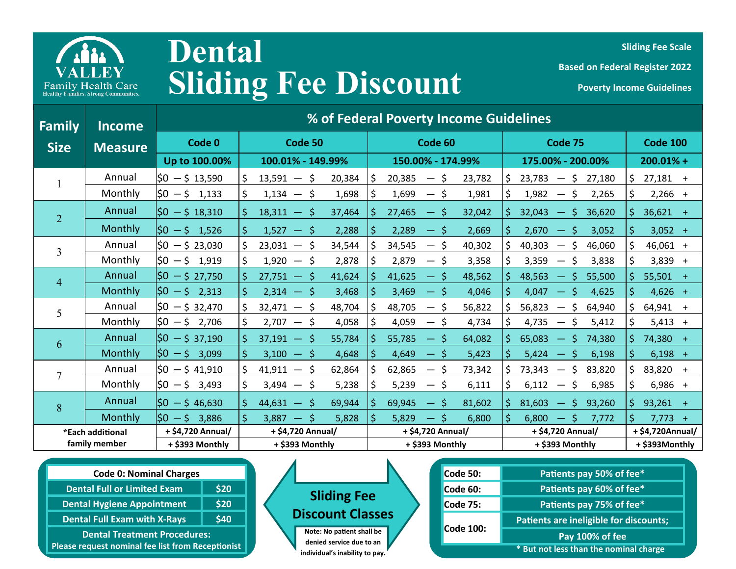Valley Family Health Care
Healthy Families. Strong Communities.

# Dental Sliding Fee Discount

**Sliding Fee Scale**

**Based on Federal Register 2022**

**Poverty Income Guidelines**

| Family Size | Income Measure | % of Federal Poverty Income Guidelines | | | | |
|---|---|---|---|---|---|---|
| | | Code 0 | Code 50 | Code 60 | Code 75 | Code 100 |
| | | Up to 100.00% | 100.01% - 149.99% | 150.00% - 174.99% | 175.00% - 200.00% | 200.01% + |
| 1 | Annual | $0 — $ 13,590 | $ 13,591 — $ 20,384 | $ 20,385 — $ 23,782 | $ 23,783 — $ 27,180 | $ 27,181 + |
| | Monthly | $0 — $ 1,133 | $ 1,134 — $ 1,698 | $ 1,699 — $ 1,981 | $ 1,982 — $ 2,265 | $ 2,266 + |
| 2 | Annual | $0 — $ 18,310 | $ 18,311 — $ 37,464 | $ 27,465 — $ 32,042 | $ 32,043 — $ 36,620 | $ 36,621 + |
| | Monthly | $0 — $ 1,526 | $ 1,527 — $ 2,288 | $ 2,289 — $ 2,669 | $ 2,670 — $ 3,052 | $ 3,052 + |
| 3 | Annual | $0 — $ 23,030 | $ 23,031 — $ 34,544 | $ 34,545 — $ 40,302 | $ 40,303 — $ 46,060 | $ 46,061 + |
| | Monthly | $0 — $ 1,919 | $ 1,920 — $ 2,878 | $ 2,879 — $ 3,358 | $ 3,359 — $ 3,838 | $ 3,839 + |
| 4 | Annual | $0 — $ 27,750 | $ 27,751 — $ 41,624 | $ 41,625 — $ 48,562 | $ 48,563 — $ 55,500 | $ 55,501 + |
| | Monthly | $0 — $ 2,313 | $ 2,314 — $ 3,468 | $ 3,469 — $ 4,046 | $ 4,047 — $ 4,625 | $ 4,626 + |
| 5 | Annual | $0 — $ 32,470 | $ 32,471 — $ 48,704 | $ 48,705 — $ 56,822 | $ 56,823 — $ 64,940 | $ 64,941 + |
| | Monthly | $0 — $ 2,706 | $ 2,707 — $ 4,058 | $ 4,059 — $ 4,734 | $ 4,735 — $ 5,412 | $ 5,413 + |
| 6 | Annual | $0 — $ 37,190 | $ 37,191 — $ 55,784 | $ 55,785 — $ 64,082 | $ 65,083 — $ 74,380 | $ 74,380 + |
| | Monthly | $0 — $ 3,099 | $ 3,100 — $ 4,648 | $ 4,649 — $ 5,423 | $ 5,424 — $ 6,198 | $ 6,198 + |
| 7 | Annual | $0 — $ 41,910 | $ 41,911 — $ 62,864 | $ 62,865 — $ 73,342 | $ 73,343 — $ 83,820 | $ 83,820 + |
| | Monthly | $0 — $ 3,493 | $ 3,494 — $ 5,238 | $ 5,239 — $ 6,111 | $ 6,112 — $ 6,985 | $ 6,986 + |
| 8 | Annual | $0 — $ 46,630 | $ 44,631 — $ 69,944 | $ 69,945 — $ 81,602 | $ 81,603 — $ 93,260 | $ 93,261 + |
| | Monthly | $0 — $ 3,886 | $ 3,887 — $ 5,828 | $ 5,829 — $ 6,800 | $ 6,800 — $ 7,772 | $ 7,773 + |
| *Each additional family member | | + $4,720 Annual/ + $393 Monthly | + $4,720 Annual/ + $393 Monthly | + $4,720 Annual/ + $393 Monthly | + $4,720 Annual/ + $393 Monthly | + $4,720Annual/ + $393Monthly |

| Code 0: Nominal Charges | |
|---|---|
| Dental Full or Limited Exam | $20 |
| Dental Hygiene Appointment | $20 |
| Dental Full Exam with X-Rays | $40 |
| Dental Treatment Procedures: Please request nominal fee list from Receptionist | |

**Sliding Fee Discount Classes**

Note: No patient shall be denied service due to an individual's inability to pay.

| Code | Description |
|---|---|
| Code 50: | Patients pay 50% of fee* |
| Code 60: | Patients pay 60% of fee* |
| Code 75: | Patients pay 75% of fee* |
| Code 100: | Patients are ineligible for discounts; Pay 100% of fee |

\* But not less than the nominal charge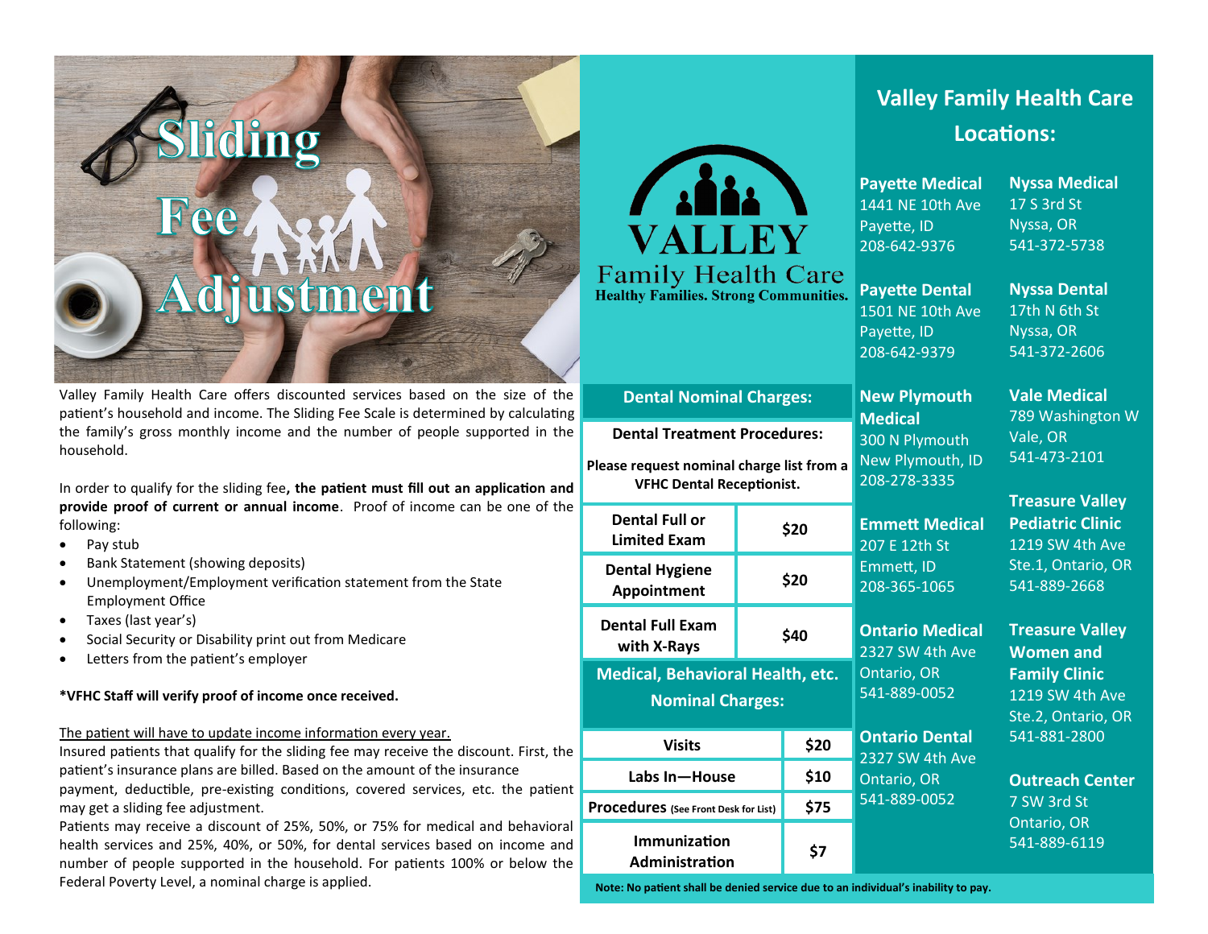# Sliding Fee Adjustment

Valley Family Health Care offers discounted services based on the size of the patient's household and income. The Sliding Fee Scale is determined by calculating the family's gross monthly income and the number of people supported in the household.

In order to qualify for the sliding fee**, the patient must fill out an application and provide proof of current or annual income**. Proof of income can be one of the following:

- Pay stub
- Bank Statement (showing deposits)
- Unemployment/Employment verification statement from the State Employment Office
- Taxes (last year's)
- Social Security or Disability print out from Medicare
- Letters from the patient's employer

**\*VFHC Staff will verify proof of income once received.**

The patient will have to update income information every year.

Insured patients that qualify for the sliding fee may receive the discount. First, the patient's insurance plans are billed. Based on the amount of the insurance payment, deductible, pre-existing conditions, covered services, etc. the patient may get a sliding fee adjustment.

Patients may receive a discount of 25%, 50%, or 75% for medical and behavioral health services and 25%, 40%, or 50%, for dental services based on income and number of people supported in the household. For patients 100% or below the Federal Poverty Level, a nominal charge is applied.

**VALLEY Family Health Care**
**Healthy Families. Strong Communities.**

## Dental Nominal Charges:

**Dental Treatment Procedures:**

**Please request nominal charge list from a VFHC Dental Receptionist.**

| | |
|---|---|
| **Dental Full or Limited Exam** | **$20** |
| **Dental Hygiene Appointment** | **$20** |
| **Dental Full Exam with X-Rays** | **$40** |

## Medical, Behavioral Health, etc. Nominal Charges:

| | |
|---|---|
| **Visits** | **$20** |
| **Labs In—House** | **$10** |
| **Procedures** (See Front Desk for List) | **$75** |
| **Immunization Administration** | **$7** |

**Note: No patient shall be denied service due to an individual's inability to pay.**

## Valley Family Health Care Locations:

**Payette Medical**
1441 NE 10th Ave
Payette, ID
208-642-9376

**Payette Dental**
1501 NE 10th Ave
Payette, ID
208-642-9379

**New Plymouth Medical**
300 N Plymouth
New Plymouth, ID
208-278-3335

**Emmett Medical**
207 E 12th St
Emmett, ID
208-365-1065

**Ontario Medical**
2327 SW 4th Ave
Ontario, OR
541-889-0052

**Ontario Dental**
2327 SW 4th Ave
Ontario, OR
541-889-0052

**Nyssa Medical**
17 S 3rd St
Nyssa, OR
541-372-5738

**Nyssa Dental**
17th N 6th St
Nyssa, OR
541-372-2606

**Vale Medical**
789 Washington W
Vale, OR
541-473-2101

**Treasure Valley Pediatric Clinic**
1219 SW 4th Ave
Ste.1, Ontario, OR
541-889-2668

**Treasure Valley Women and Family Clinic**
1219 SW 4th Ave
Ste.2, Ontario, OR
541-881-2800

**Outreach Center**
7 SW 3rd St
Ontario, OR
541-889-6119